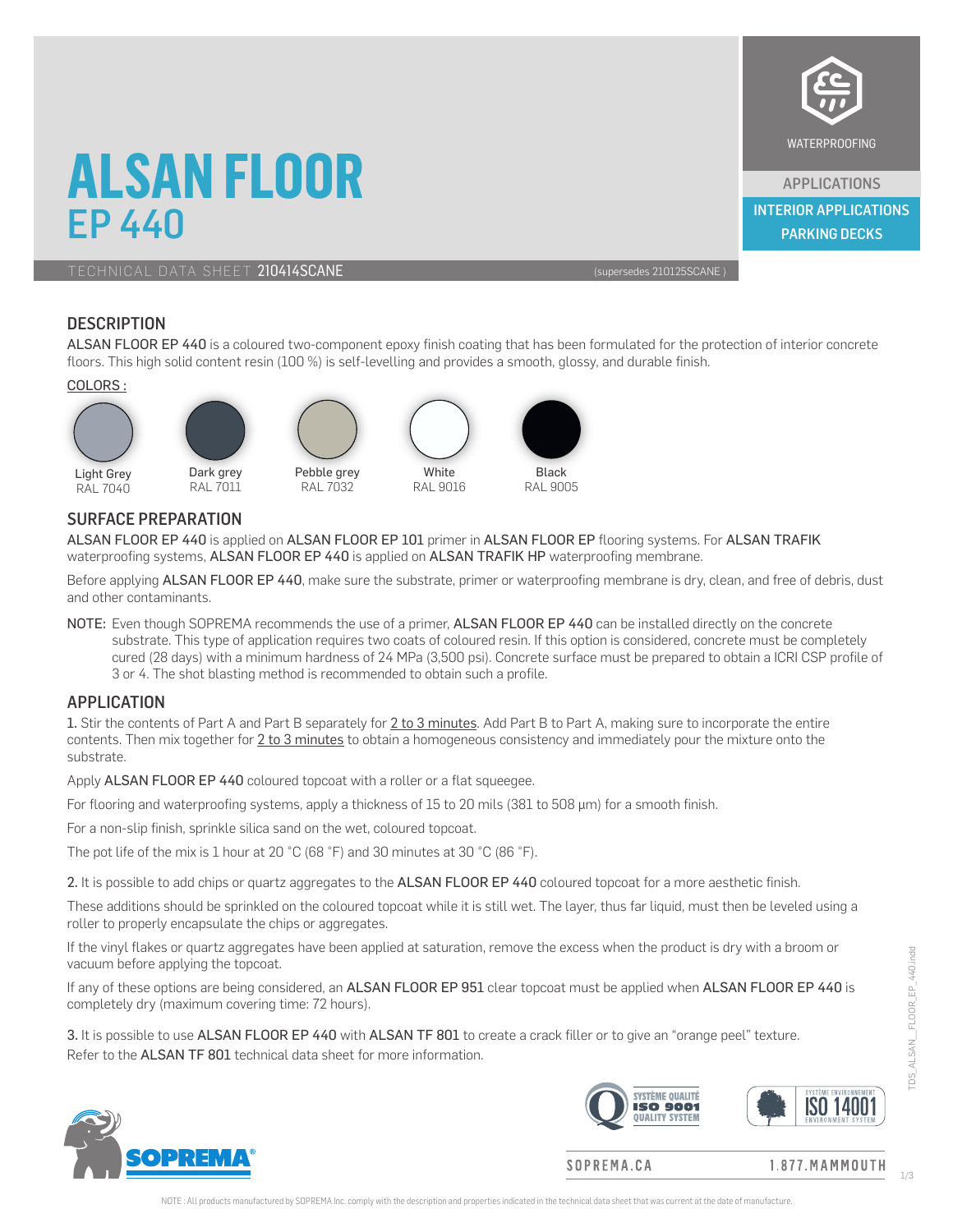# ALSAN FLOOR EP 440

TECHNICAL DATA SHEET **210414SCANE** (supersedes 210125SCANE )

WATERPROOFING

APPLICATIONS

INTERIOR APPLICATIONS
PARKING DECKS

## DESCRIPTION

ALSAN FLOOR EP 440 is a coloured two-component epoxy finish coating that has been formulated for the protection of interior concrete floors. This high solid content resin (100 %) is self-levelling and provides a smooth, glossy, and durable finish.

COLORS :

| Light Grey | Dark grey | Pebble grey | White | Black |
|---|---|---|---|---|
| RAL 7040 | RAL 7011 | RAL 7032 | RAL 9016 | RAL 9005 |

## SURFACE PREPARATION

ALSAN FLOOR EP 440 is applied on ALSAN FLOOR EP 101 primer in ALSAN FLOOR EP flooring systems. For ALSAN TRAFIK waterproofing systems, ALSAN FLOOR EP 440 is applied on ALSAN TRAFIK HP waterproofing membrane.

Before applying ALSAN FLOOR EP 440, make sure the substrate, primer or waterproofing membrane is dry, clean, and free of debris, dust and other contaminants.

NOTE: Even though SOPREMA recommends the use of a primer, ALSAN FLOOR EP 440 can be installed directly on the concrete substrate. This type of application requires two coats of coloured resin. If this option is considered, concrete must be completely cured (28 days) with a minimum hardness of 24 MPa (3,500 psi). Concrete surface must be prepared to obtain a ICRI CSP profile of 3 or 4. The shot blasting method is recommended to obtain such a profile.

## APPLICATION

**1.** Stir the contents of Part A and Part B separately for 2 to 3 minutes. Add Part B to Part A, making sure to incorporate the entire contents. Then mix together for 2 to 3 minutes to obtain a homogeneous consistency and immediately pour the mixture onto the substrate.

Apply ALSAN FLOOR EP 440 coloured topcoat with a roller or a flat squeegee.

For flooring and waterproofing systems, apply a thickness of 15 to 20 mils (381 to 508 µm) for a smooth finish.

For a non-slip finish, sprinkle silica sand on the wet, coloured topcoat.

The pot life of the mix is 1 hour at 20 °C (68 °F) and 30 minutes at 30 °C (86 °F).

**2.** It is possible to add chips or quartz aggregates to the ALSAN FLOOR EP 440 coloured topcoat for a more aesthetic finish.

These additions should be sprinkled on the coloured topcoat while it is still wet. The layer, thus far liquid, must then be leveled using a roller to properly encapsulate the chips or aggregates.

If the vinyl flakes or quartz aggregates have been applied at saturation, remove the excess when the product is dry with a broom or vacuum before applying the topcoat.

If any of these options are being considered, an ALSAN FLOOR EP 951 clear topcoat must be applied when ALSAN FLOOR EP 440 is completely dry (maximum covering time: 72 hours).

**3.** It is possible to use ALSAN FLOOR EP 440 with ALSAN TF 801 to create a crack filler or to give an "orange peel" texture. Refer to the ALSAN TF 801 technical data sheet for more information.

SOPREMA.CA 1.877.MAMMOUTH

NOTE : All products manufactured by SOPREMA Inc. comply with the description and properties indicated in the technical data sheet that was current at the date of manufacture.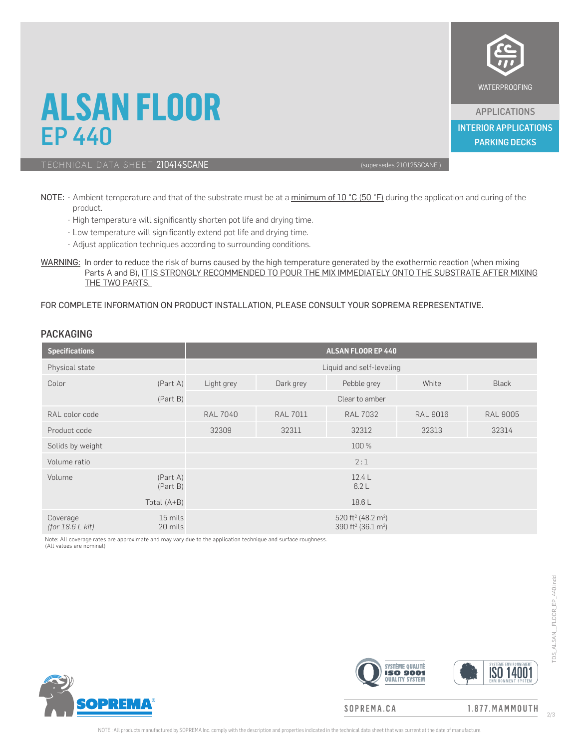# ALSAN FLOOR
## EP 440

TECHNICAL DATA SHEET **210414SCANE** (supersedes 210125SCANE )

WATERPROOFING

APPLICATIONS

INTERIOR APPLICATIONS
PARKING DECKS

NOTE: - Ambient temperature and that of the substrate must be at a minimum of 10 °C (50 °F) during the application and curing of the product.
- High temperature will significantly shorten pot life and drying time.
- Low temperature will significantly extend pot life and drying time.
- Adjust application techniques according to surrounding conditions.

WARNING: In order to reduce the risk of burns caused by the high temperature generated by the exothermic reaction (when mixing Parts A and B), IT IS STRONGLY RECOMMENDED TO POUR THE MIX IMMEDIATELY ONTO THE SUBSTRATE AFTER MIXING THE TWO PARTS.

FOR COMPLETE INFORMATION ON PRODUCT INSTALLATION, PLEASE CONSULT YOUR SOPREMA REPRESENTATIVE.

## PACKAGING

| Specifications | | ALSAN FLOOR EP 440 | | | | |
|---|---|---|---|---|---|---|
| Physical state | | Liquid and self-leveling | | | | |
| Color | (Part A) | Light grey | Dark grey | Pebble grey | White | Black |
| | (Part B) | Clear to amber | | | | |
| RAL color code | | RAL 7040 | RAL 7011 | RAL 7032 | RAL 9016 | RAL 9005 |
| Product code | | 32309 | 32311 | 32312 | 32313 | 32314 |
| Solids by weight | | 100 % | | | | |
| Volume ratio | | 2 : 1 | | | | |
| Volume | (Part A)<br>(Part B) | 12.4 L<br>6.2 L | | | | |
| | Total (A+B) | 18.6 L | | | | |
| Coverage<br>*(for 18.6 L kit)* | 15 mils<br>20 mils | 520 ft² (48.2 m²)<br>390 ft² (36.1 m²) | | | | |

Note: All coverage rates are approximate and may vary due to the application technique and surface roughness.
(All values are nominal)

SOPREMA.CA 1.877.MAMMOUTH

NOTE : All products manufactured by SOPREMA Inc. comply with the description and properties indicated in the technical data sheet that was current at the date of manufacture.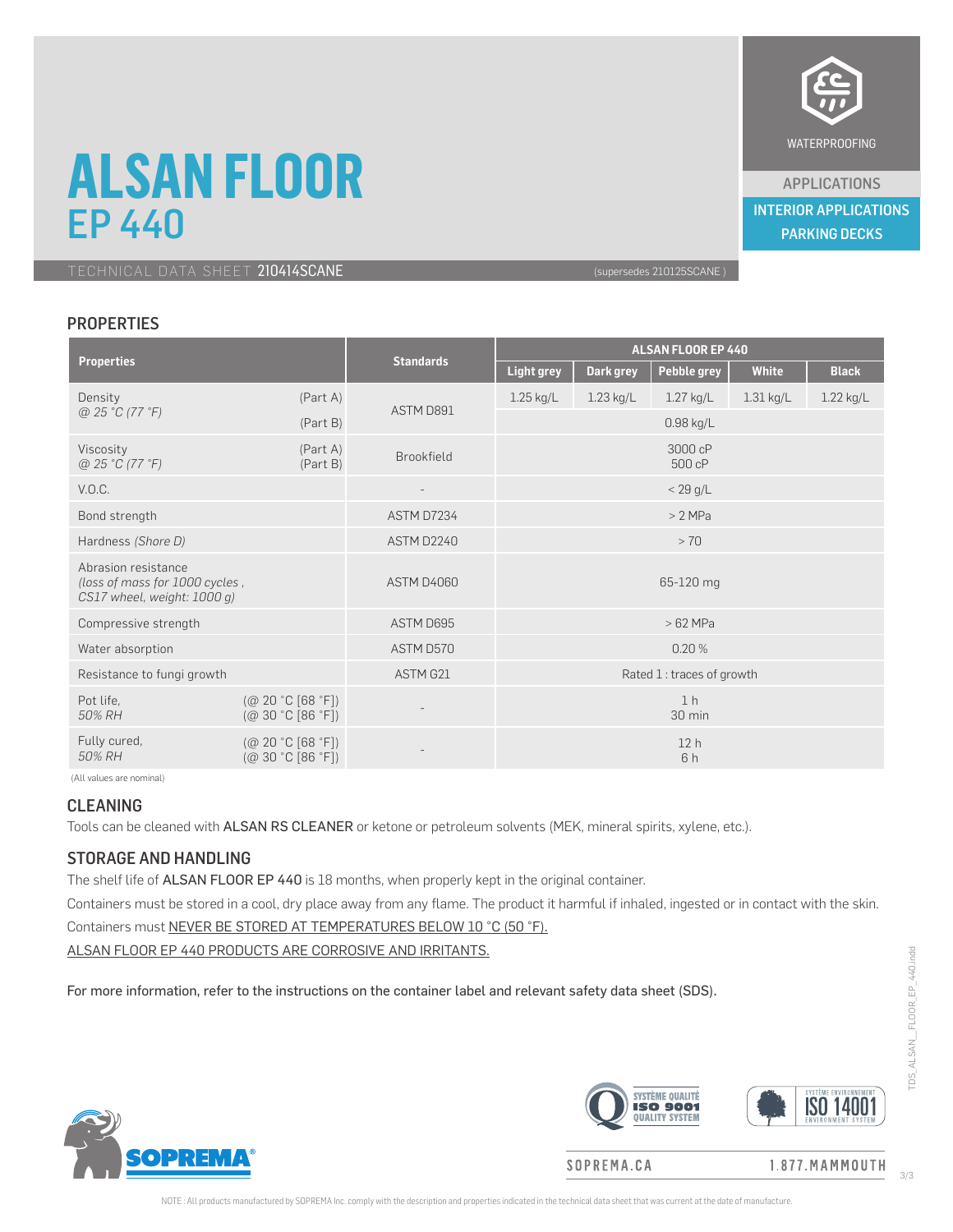# ALSAN FLOOR
## EP 440

TECHNICAL DATA SHEET **210414SCANE** (supersedes 210125SCANE )

WATERPROOFING

APPLICATIONS

INTERIOR APPLICATIONS
PARKING DECKS

## PROPERTIES

| Properties | | Standards | ALSAN FLOOR EP 440 | | | | |
|---|---|---|---|---|---|---|---|
| | | | Light grey | Dark grey | Pebble grey | White | Black |
| Density *@ 25 °C (77 °F)* | (Part A) | ASTM D891 | 1.25 kg/L | 1.23 kg/L | 1.27 kg/L | 1.31 kg/L | 1.22 kg/L |
| | (Part B) | | 0.98 kg/L | | | | |
| Viscosity *@ 25 °C (77 °F)* | (Part A) (Part B) | Brookfield | 3000 cP 500 cP | | | | |
| V.O.C. | | - | < 29 g/L | | | | |
| Bond strength | | ASTM D7234 | > 2 MPa | | | | |
| Hardness *(Shore D)* | | ASTM D2240 | > 70 | | | | |
| Abrasion resistance *(loss of mass for 1000 cycles , CS17 wheel, weight: 1000 g)* | | ASTM D4060 | 65-120 mg | | | | |
| Compressive strength | | ASTM D695 | > 62 MPa | | | | |
| Water absorption | | ASTM D570 | 0.20 % | | | | |
| Resistance to fungi growth | | ASTM G21 | Rated 1 : traces of growth | | | | |
| Pot life, *50% RH* | (@ 20 °C [68 °F]) (@ 30 °C [86 °F]) | - | 1 h 30 min | | | | |
| Fully cured, *50% RH* | (@ 20 °C [68 °F]) (@ 30 °C [86 °F]) | - | 12 h 6 h | | | | |

(All values are nominal)

## CLEANING

Tools can be cleaned with ALSAN RS CLEANER or ketone or petroleum solvents (MEK, mineral spirits, xylene, etc.).

## STORAGE AND HANDLING

The shelf life of ALSAN FLOOR EP 440 is 18 months, when properly kept in the original container.

Containers must be stored in a cool, dry place away from any flame. The product it harmful if inhaled, ingested or in contact with the skin.

Containers must NEVER BE STORED AT TEMPERATURES BELOW 10 °C (50 °F).

ALSAN FLOOR EP 440 PRODUCTS ARE CORROSIVE AND IRRITANTS.

For more information, refer to the instructions on the container label and relevant safety data sheet (SDS).

SOPREMA

SYSTÈME QUALITÉ ISO 9001 QUALITY SYSTEM

SYSTÈME ENVIRONNEMENT ISO 14001 ENVIRONMENT SYSTEM

SOPREMA.CA 1.877.MAMMOUTH

NOTE : All products manufactured by SOPREMA Inc. comply with the description and properties indicated in the technical data sheet that was current at the date of manufacture.